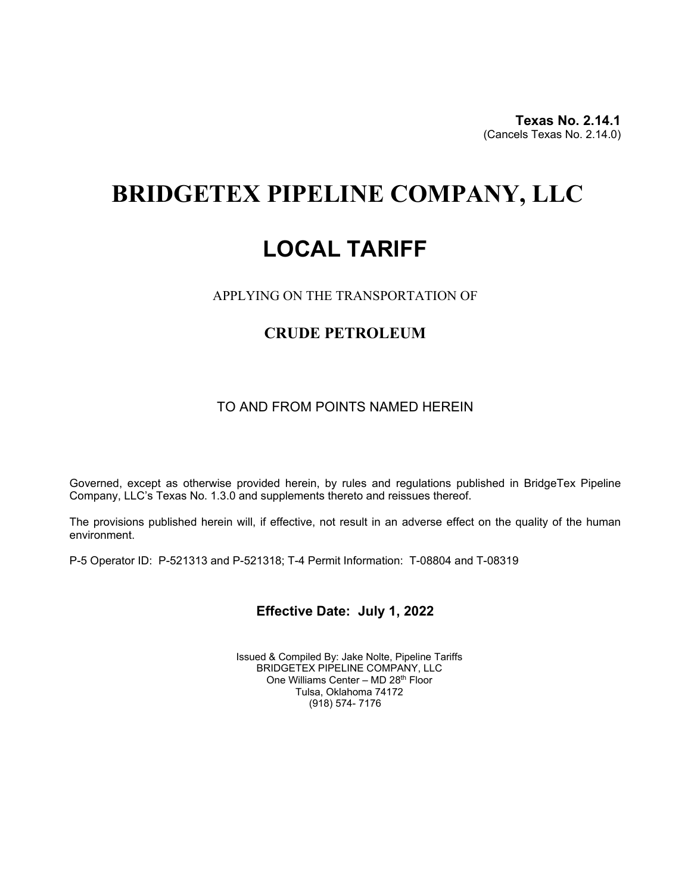**Texas No. 2.14.1**
(Cancels Texas No. 2.14.0)

# BRIDGETEX PIPELINE COMPANY, LLC

# LOCAL TARIFF

APPLYING ON THE TRANSPORTATION OF

## CRUDE PETROLEUM

TO AND FROM POINTS NAMED HEREIN

Governed, except as otherwise provided herein, by rules and regulations published in BridgeTex Pipeline Company, LLC's Texas No. 1.3.0 and supplements thereto and reissues thereof.

The provisions published herein will, if effective, not result in an adverse effect on the quality of the human environment.

P-5 Operator ID: P-521313 and P-521318; T-4 Permit Information: T-08804 and T-08319

**Effective Date: July 1, 2022**

Issued & Compiled By: Jake Nolte, Pipeline Tariffs
BRIDGETEX PIPELINE COMPANY, LLC
One Williams Center – MD 28th Floor
Tulsa, Oklahoma 74172
(918) 574- 7176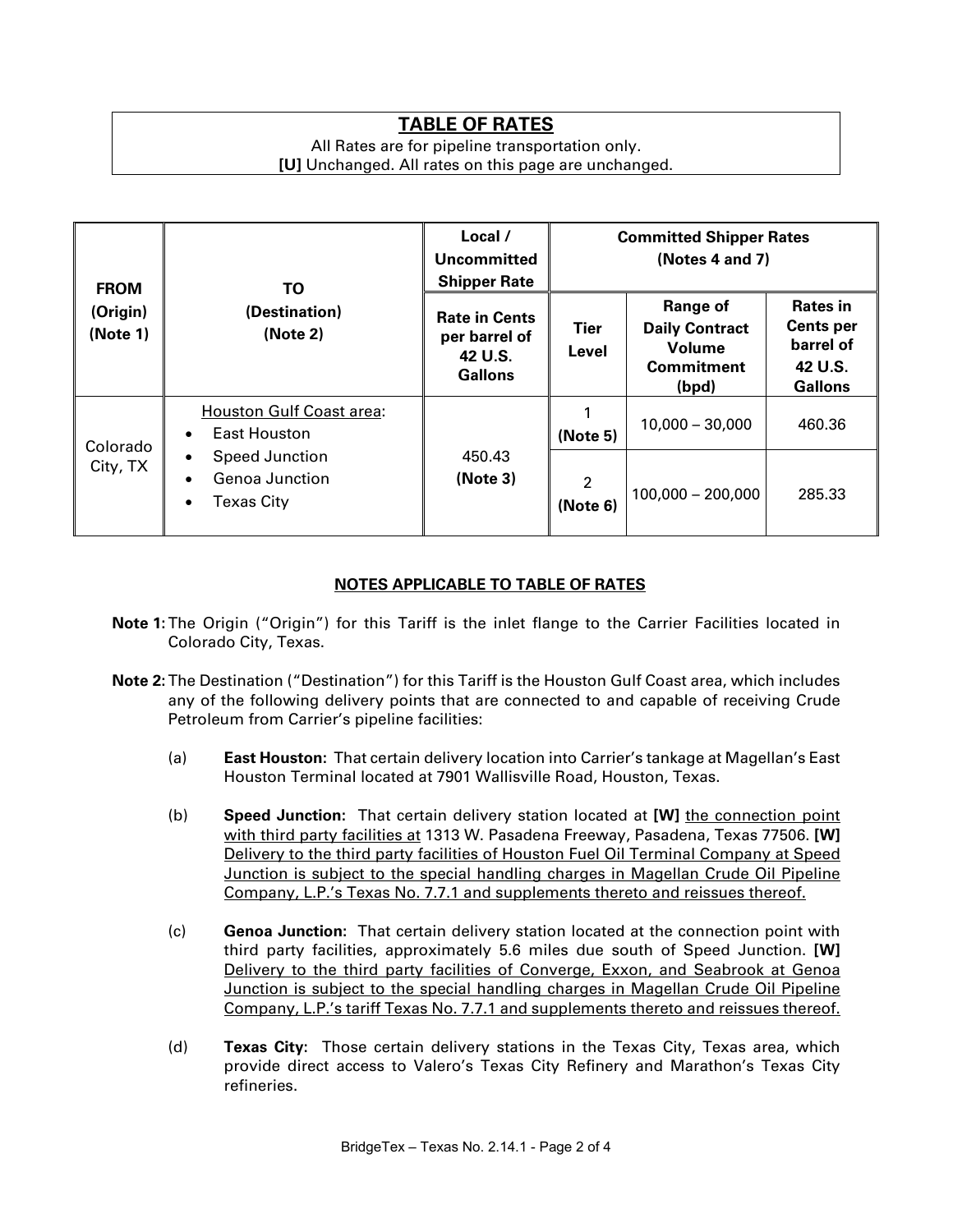## TABLE OF RATES

All Rates are for pipeline transportation only.
**[U]** Unchanged. All rates on this page are unchanged.

| FROM (Origin) (Note 1) | TO (Destination) (Note 2) | Local / Uncommitted Shipper Rate | Committed Shipper Rates (Notes 4 and 7) | | |
|---|---|---|---|---|---|
| | | Rate in Cents per barrel of 42 U.S. Gallons | Tier Level | Range of Daily Contract Volume Commitment (bpd) | Rates in Cents per barrel of 42 U.S. Gallons |
| Colorado City, TX | Houston Gulf Coast area: East Houston; Speed Junction; Genoa Junction; Texas City | 450.43 **(Note 3)** | 1 **(Note 5)** | 10,000 – 30,000 | 460.36 |
| | | | 2 **(Note 6)** | 100,000 – 200,000 | 285.33 |

### NOTES APPLICABLE TO TABLE OF RATES

**Note 1:** The Origin ("Origin") for this Tariff is the inlet flange to the Carrier Facilities located in Colorado City, Texas.

**Note 2:** The Destination ("Destination") for this Tariff is the Houston Gulf Coast area, which includes any of the following delivery points that are connected to and capable of receiving Crude Petroleum from Carrier's pipeline facilities:

(a) **East Houston:** That certain delivery location into Carrier's tankage at Magellan's East Houston Terminal located at 7901 Wallisville Road, Houston, Texas.

(b) **Speed Junction:** That certain delivery station located at **[W]** the connection point with third party facilities at 1313 W. Pasadena Freeway, Pasadena, Texas 77506. **[W]** Delivery to the third party facilities of Houston Fuel Oil Terminal Company at Speed Junction is subject to the special handling charges in Magellan Crude Oil Pipeline Company, L.P.'s Texas No. 7.7.1 and supplements thereto and reissues thereof.

(c) **Genoa Junction:** That certain delivery station located at the connection point with third party facilities, approximately 5.6 miles due south of Speed Junction. **[W]** Delivery to the third party facilities of Converge, Exxon, and Seabrook at Genoa Junction is subject to the special handling charges in Magellan Crude Oil Pipeline Company, L.P.'s tariff Texas No. 7.7.1 and supplements thereto and reissues thereof.

(d) **Texas City:** Those certain delivery stations in the Texas City, Texas area, which provide direct access to Valero's Texas City Refinery and Marathon's Texas City refineries.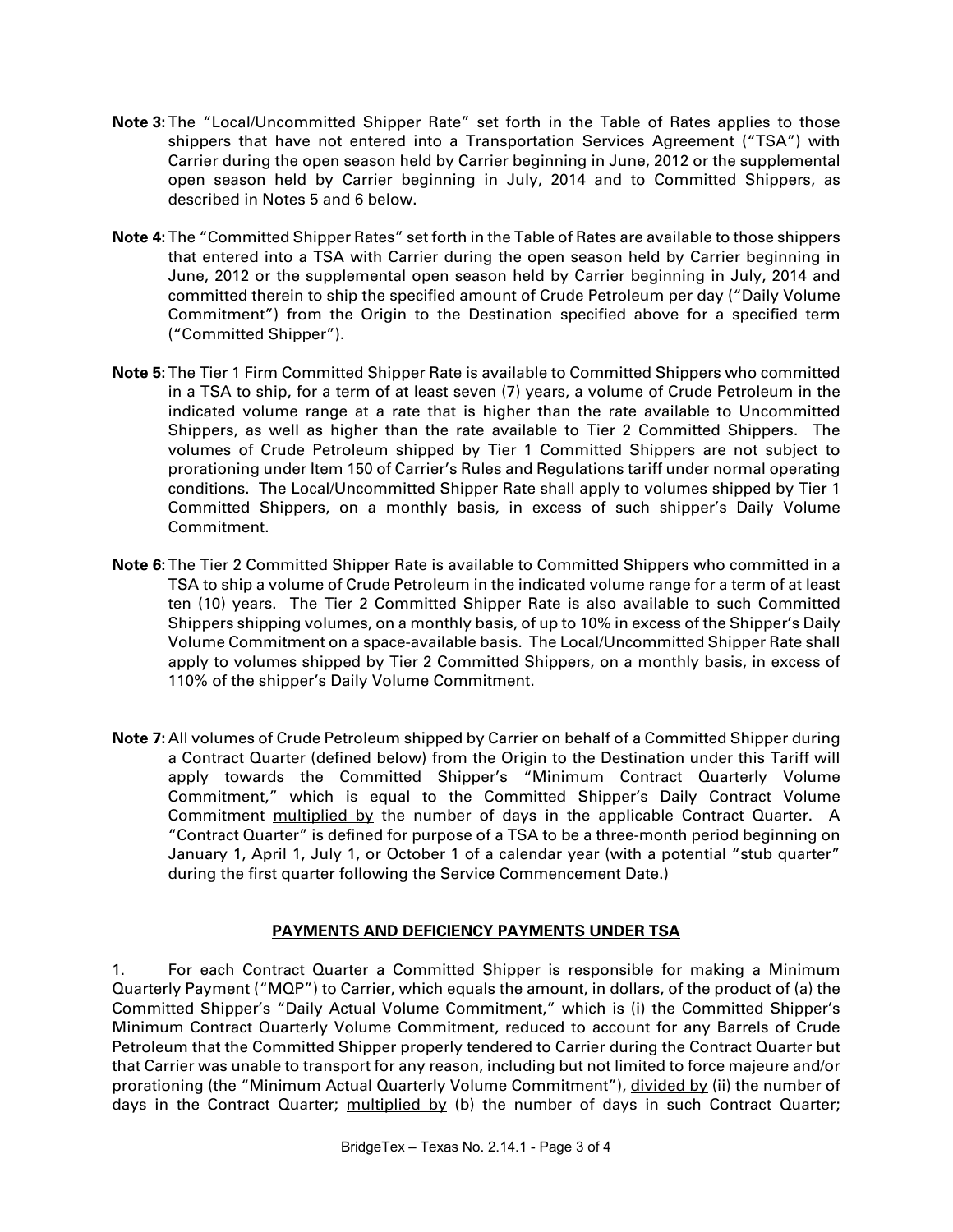**Note 3:** The "Local/Uncommitted Shipper Rate" set forth in the Table of Rates applies to those shippers that have not entered into a Transportation Services Agreement ("TSA") with Carrier during the open season held by Carrier beginning in June, 2012 or the supplemental open season held by Carrier beginning in July, 2014 and to Committed Shippers, as described in Notes 5 and 6 below.

**Note 4:** The "Committed Shipper Rates" set forth in the Table of Rates are available to those shippers that entered into a TSA with Carrier during the open season held by Carrier beginning in June, 2012 or the supplemental open season held by Carrier beginning in July, 2014 and committed therein to ship the specified amount of Crude Petroleum per day ("Daily Volume Commitment") from the Origin to the Destination specified above for a specified term ("Committed Shipper").

**Note 5:** The Tier 1 Firm Committed Shipper Rate is available to Committed Shippers who committed in a TSA to ship, for a term of at least seven (7) years, a volume of Crude Petroleum in the indicated volume range at a rate that is higher than the rate available to Uncommitted Shippers, as well as higher than the rate available to Tier 2 Committed Shippers. The volumes of Crude Petroleum shipped by Tier 1 Committed Shippers are not subject to prorationing under Item 150 of Carrier's Rules and Regulations tariff under normal operating conditions. The Local/Uncommitted Shipper Rate shall apply to volumes shipped by Tier 1 Committed Shippers, on a monthly basis, in excess of such shipper's Daily Volume Commitment.

**Note 6:** The Tier 2 Committed Shipper Rate is available to Committed Shippers who committed in a TSA to ship a volume of Crude Petroleum in the indicated volume range for a term of at least ten (10) years. The Tier 2 Committed Shipper Rate is also available to such Committed Shippers shipping volumes, on a monthly basis, of up to 10% in excess of the Shipper's Daily Volume Commitment on a space-available basis. The Local/Uncommitted Shipper Rate shall apply to volumes shipped by Tier 2 Committed Shippers, on a monthly basis, in excess of 110% of the shipper's Daily Volume Commitment.

**Note 7:** All volumes of Crude Petroleum shipped by Carrier on behalf of a Committed Shipper during a Contract Quarter (defined below) from the Origin to the Destination under this Tariff will apply towards the Committed Shipper's "Minimum Contract Quarterly Volume Commitment," which is equal to the Committed Shipper's Daily Contract Volume Commitment multiplied by the number of days in the applicable Contract Quarter. A "Contract Quarter" is defined for purpose of a TSA to be a three-month period beginning on January 1, April 1, July 1, or October 1 of a calendar year (with a potential "stub quarter" during the first quarter following the Service Commencement Date.)

## PAYMENTS AND DEFICIENCY PAYMENTS UNDER TSA

1. For each Contract Quarter a Committed Shipper is responsible for making a Minimum Quarterly Payment ("MQP") to Carrier, which equals the amount, in dollars, of the product of (a) the Committed Shipper's "Daily Actual Volume Commitment," which is (i) the Committed Shipper's Minimum Contract Quarterly Volume Commitment, reduced to account for any Barrels of Crude Petroleum that the Committed Shipper properly tendered to Carrier during the Contract Quarter but that Carrier was unable to transport for any reason, including but not limited to force majeure and/or prorationing (the "Minimum Actual Quarterly Volume Commitment"), divided by (ii) the number of days in the Contract Quarter; multiplied by (b) the number of days in such Contract Quarter;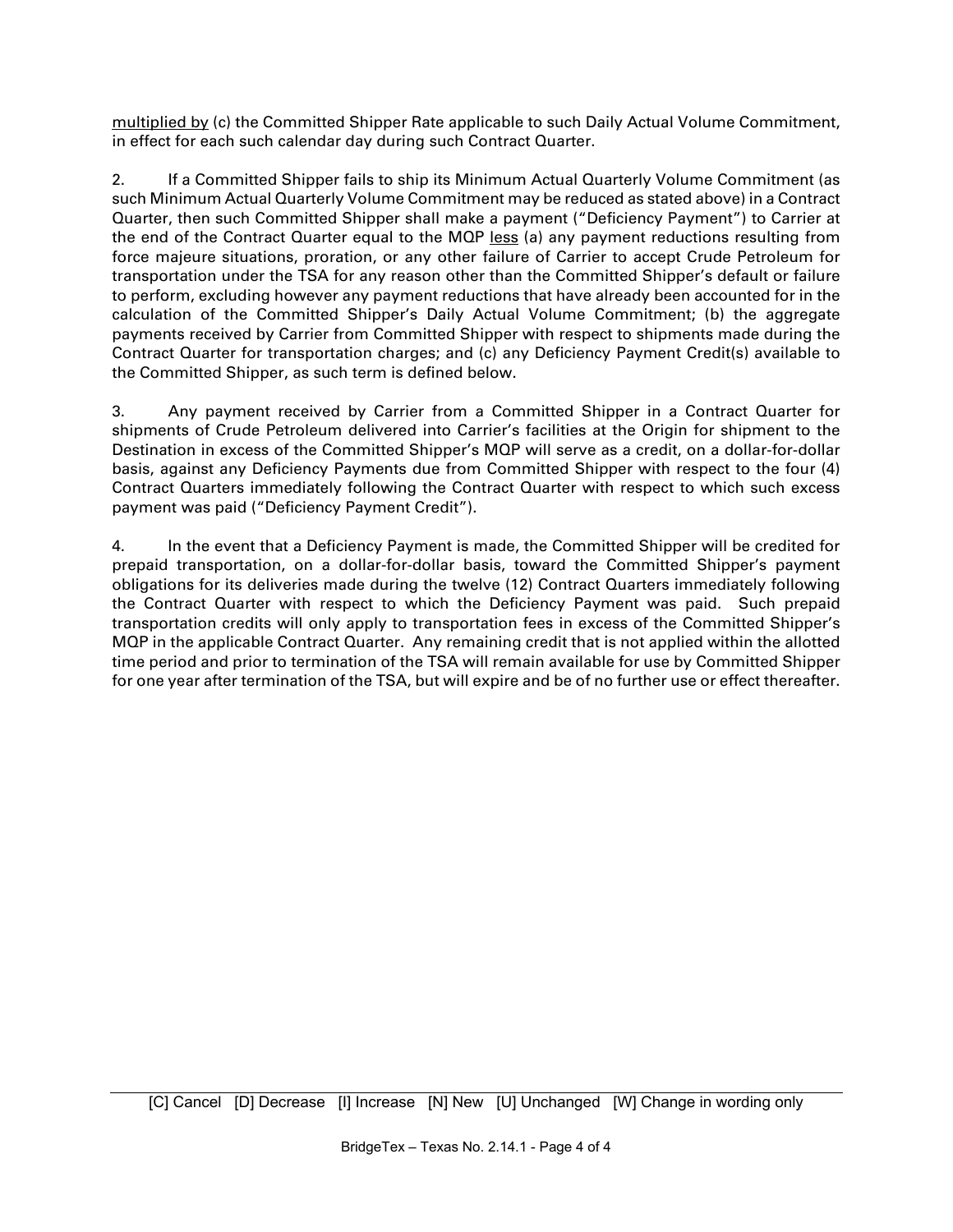multiplied by (c) the Committed Shipper Rate applicable to such Daily Actual Volume Commitment, in effect for each such calendar day during such Contract Quarter.

2. If a Committed Shipper fails to ship its Minimum Actual Quarterly Volume Commitment (as such Minimum Actual Quarterly Volume Commitment may be reduced as stated above) in a Contract Quarter, then such Committed Shipper shall make a payment ("Deficiency Payment") to Carrier at the end of the Contract Quarter equal to the MQP less (a) any payment reductions resulting from force majeure situations, proration, or any other failure of Carrier to accept Crude Petroleum for transportation under the TSA for any reason other than the Committed Shipper's default or failure to perform, excluding however any payment reductions that have already been accounted for in the calculation of the Committed Shipper's Daily Actual Volume Commitment; (b) the aggregate payments received by Carrier from Committed Shipper with respect to shipments made during the Contract Quarter for transportation charges; and (c) any Deficiency Payment Credit(s) available to the Committed Shipper, as such term is defined below.

3. Any payment received by Carrier from a Committed Shipper in a Contract Quarter for shipments of Crude Petroleum delivered into Carrier's facilities at the Origin for shipment to the Destination in excess of the Committed Shipper's MQP will serve as a credit, on a dollar-for-dollar basis, against any Deficiency Payments due from Committed Shipper with respect to the four (4) Contract Quarters immediately following the Contract Quarter with respect to which such excess payment was paid ("Deficiency Payment Credit").

4. In the event that a Deficiency Payment is made, the Committed Shipper will be credited for prepaid transportation, on a dollar-for-dollar basis, toward the Committed Shipper's payment obligations for its deliveries made during the twelve (12) Contract Quarters immediately following the Contract Quarter with respect to which the Deficiency Payment was paid. Such prepaid transportation credits will only apply to transportation fees in excess of the Committed Shipper's MQP in the applicable Contract Quarter. Any remaining credit that is not applied within the allotted time period and prior to termination of the TSA will remain available for use by Committed Shipper for one year after termination of the TSA, but will expire and be of no further use or effect thereafter.

[C] Cancel [D] Decrease [I] Increase [N] New [U] Unchanged [W] Change in wording only